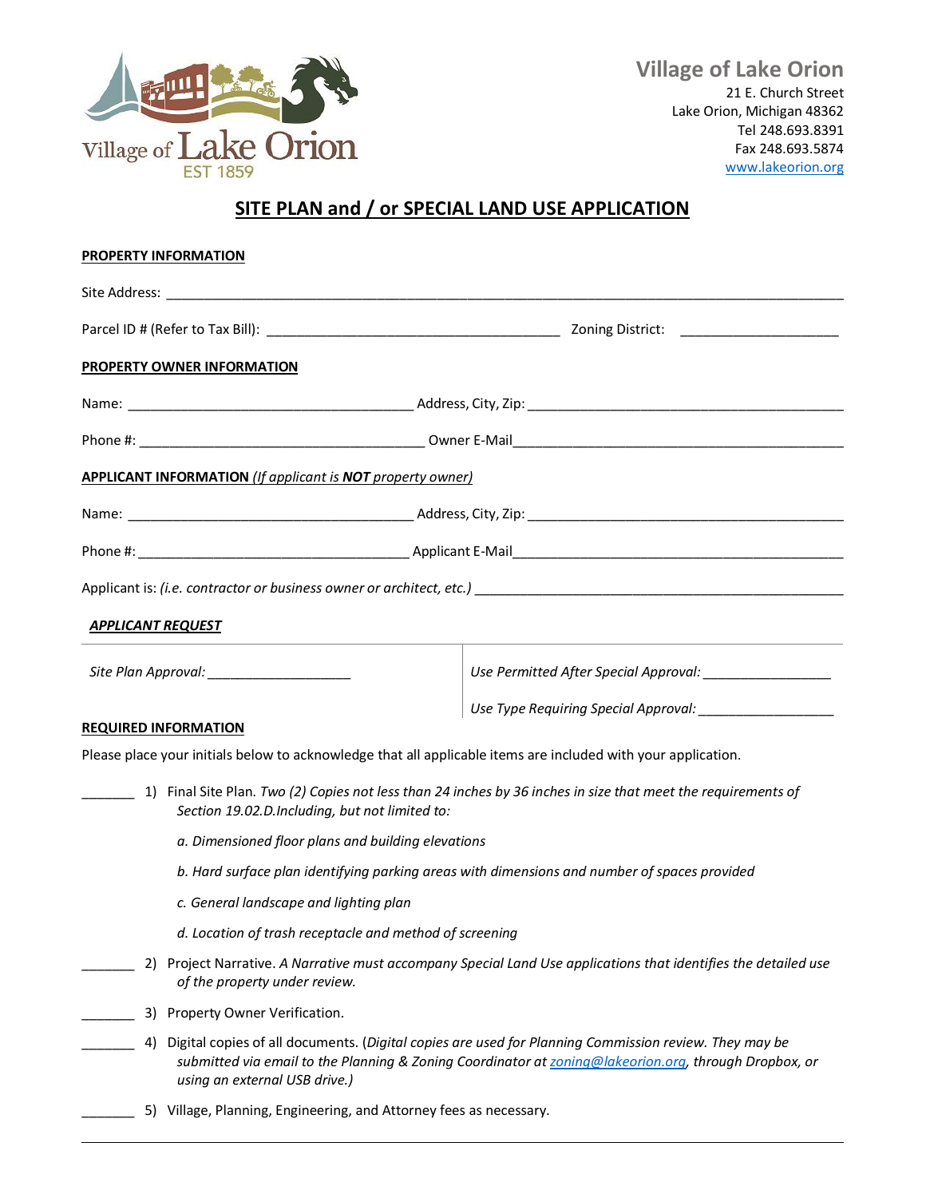Village of Lake Orion
EST 1859

**Village of Lake Orion**
21 E. Church Street
Lake Orion, Michigan 48362
Tel 248.693.8391
Fax 248.693.5874
www.lakeorion.org

# SITE PLAN and / or SPECIAL LAND USE APPLICATION

**PROPERTY INFORMATION**

Site Address: ______________________________________________

Parcel ID # (Refer to Tax Bill): ______________________ Zoning District: ____________

**PROPERTY OWNER INFORMATION**

Name: ______________________ Address, City, Zip: ______________________

Phone #: ______________________ Owner E-Mail______________________

**APPLICANT INFORMATION** *(If applicant is **NOT** property owner)*

Name: ______________________ Address, City, Zip: ______________________

Phone #: ______________________ Applicant E-Mail______________________

Applicant is: *(i.e. contractor or business owner or architect, etc.)* ______________________

***APPLICANT REQUEST***

*Site Plan Approval:* ____________

*Use Permitted After Special Approval:* ____________

*Use Type Requiring Special Approval:* ____________

**REQUIRED INFORMATION**

Please place your initials below to acknowledge that all applicable items are included with your application.

_______ 1) Final Site Plan. *Two (2) Copies not less than 24 inches by 36 inches in size that meet the requirements of Section 19.02.D.Including, but not limited to:*

*a. Dimensioned floor plans and building elevations*

*b. Hard surface plan identifying parking areas with dimensions and number of spaces provided*

*c. General landscape and lighting plan*

*d. Location of trash receptacle and method of screening*

_______ 2) Project Narrative. *A Narrative must accompany Special Land Use applications that identifies the detailed use of the property under review.*

_______ 3) Property Owner Verification.

_______ 4) Digital copies of all documents. (*Digital copies are used for Planning Commission review. They may be submitted via email to the Planning & Zoning Coordinator at zoning@lakeorion.org, through Dropbox, or using an external USB drive.)*

_______ 5) Village, Planning, Engineering, and Attorney fees as necessary.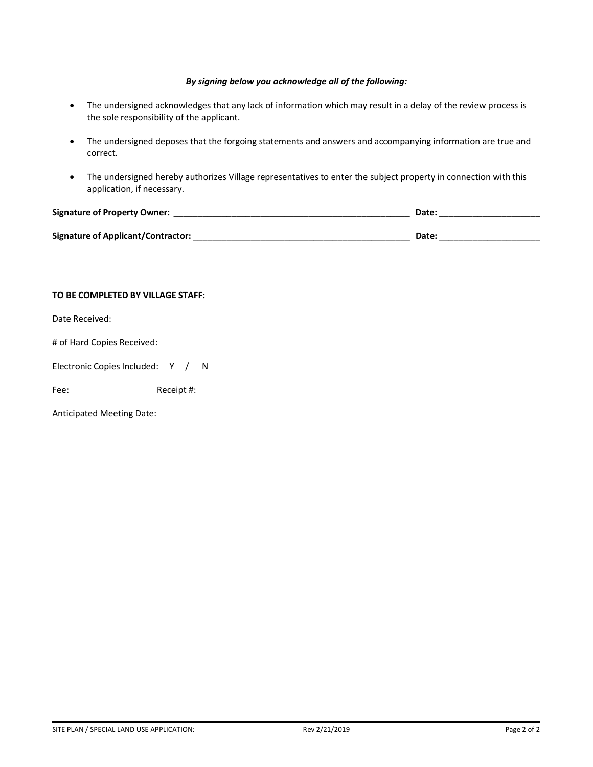***By signing below you acknowledge all of the following:***

- The undersigned acknowledges that any lack of information which may result in a delay of the review process is the sole responsibility of the applicant.
- The undersigned deposes that the forgoing statements and answers and accompanying information are true and correct.
- The undersigned hereby authorizes Village representatives to enter the subject property in connection with this application, if necessary.

**Signature of Property Owner:** ___________________________________________________ **Date:** _____________________

**Signature of Applicant/Contractor:** _______________________________________________ **Date:** _____________________

**TO BE COMPLETED BY VILLAGE STAFF:**

Date Received:

# of Hard Copies Received:

Electronic Copies Included: Y / N

Fee: Receipt #:

Anticipated Meeting Date: